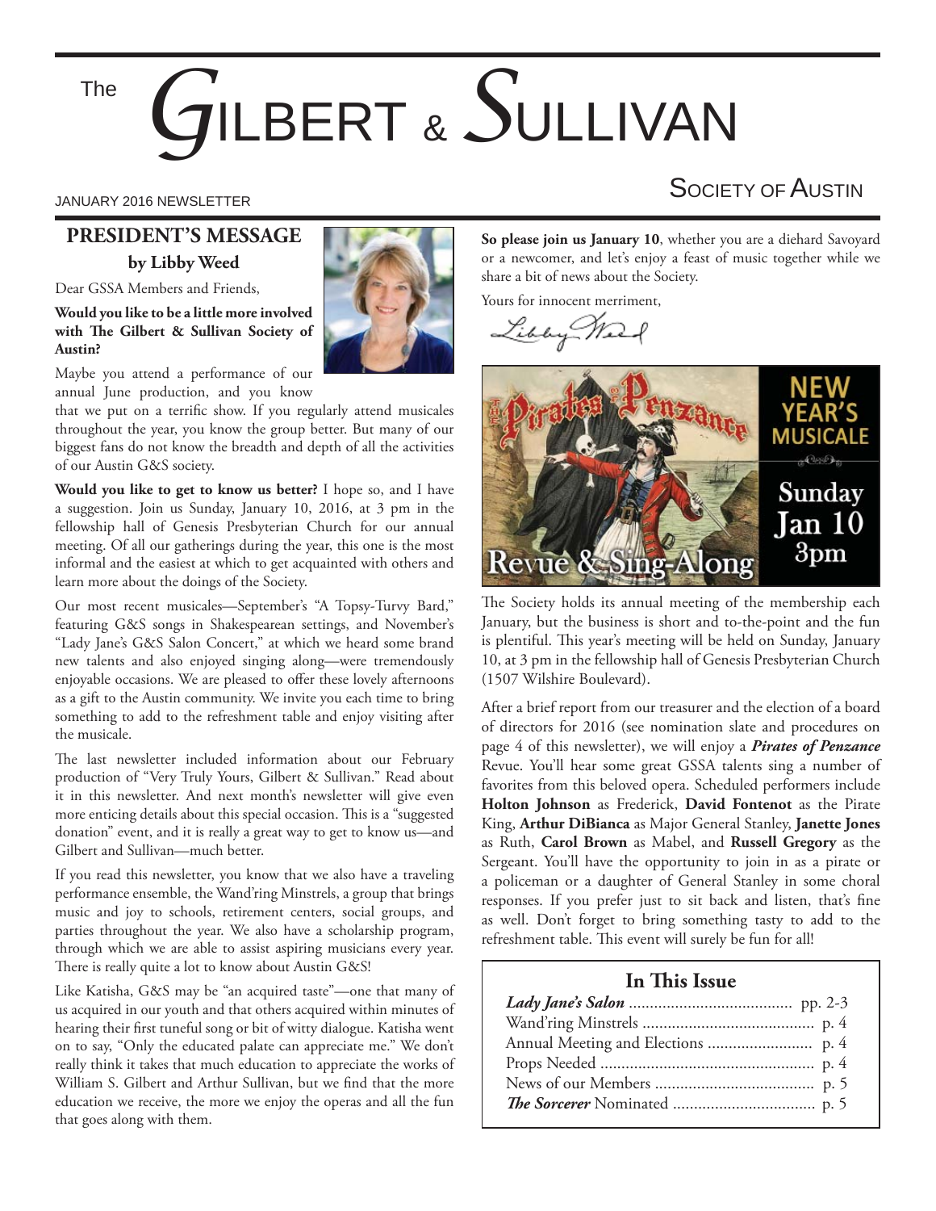# The Gilbert & Sullivan Society of Austin

JANUARY 2016 NEWSLETTER

## PRESIDENT'S MESSAGE

**by Libby Weed**

Dear GSSA Members and Friends,

**Would you like to be a little more involved with The Gilbert & Sullivan Society of Austin?**

Maybe you attend a performance of our annual June production, and you know that we put on a terrific show. If you regularly attend musicales throughout the year, you know the group better. But many of our biggest fans do not know the breadth and depth of all the activities of our Austin G&S society.

**Would you like to get to know us better?** I hope so, and I have a suggestion. Join us Sunday, January 10, 2016, at 3 pm in the fellowship hall of Genesis Presbyterian Church for our annual meeting. Of all our gatherings during the year, this one is the most informal and the easiest at which to get acquainted with others and learn more about the doings of the Society.

Our most recent musicales—September's "A Topsy-Turvy Bard," featuring G&S songs in Shakespearean settings, and November's "Lady Jane's G&S Salon Concert," at which we heard some brand new talents and also enjoyed singing along—were tremendously enjoyable occasions. We are pleased to offer these lovely afternoons as a gift to the Austin community. We invite you each time to bring something to add to the refreshment table and enjoy visiting after the musicale.

The last newsletter included information about our February production of "Very Truly Yours, Gilbert & Sullivan." Read about it in this newsletter. And next month's newsletter will give even more enticing details about this special occasion. This is a "suggested donation" event, and it is really a great way to get to know us—and Gilbert and Sullivan—much better.

If you read this newsletter, you know that we also have a traveling performance ensemble, the Wand'ring Minstrels, a group that brings music and joy to schools, retirement centers, social groups, and parties throughout the year. We also have a scholarship program, through which we are able to assist aspiring musicians every year. There is really quite a lot to know about Austin G&S!

Like Katisha, G&S may be "an acquired taste"—one that many of us acquired in our youth and that others acquired within minutes of hearing their first tuneful song or bit of witty dialogue. Katisha went on to say, "Only the educated palate can appreciate me." We don't really think it takes that much education to appreciate the works of William S. Gilbert and Arthur Sullivan, but we find that the more education we receive, the more we enjoy the operas and all the fun that goes along with them.

**So please join us January 10**, whether you are a diehard Savoyard or a newcomer, and let's enjoy a feast of music together while we share a bit of news about the Society.

Yours for innocent merriment,

Libby Weed

The Pirates of Penzance — Revue & Sing-Along — NEW YEAR'S MUSICALE — Sunday Jan 10 3pm

The Society holds its annual meeting of the membership each January, but the business is short and to-the-point and the fun is plentiful. This year's meeting will be held on Sunday, January 10, at 3 pm in the fellowship hall of Genesis Presbyterian Church (1507 Wilshire Boulevard).

After a brief report from our treasurer and the election of a board of directors for 2016 (see nomination slate and procedures on page 4 of this newsletter), we will enjoy a ***Pirates of Penzance*** Revue. You'll hear some great GSSA talents sing a number of favorites from this beloved opera. Scheduled performers include **Holton Johnson** as Frederick, **David Fontenot** as the Pirate King, **Arthur DiBianca** as Major General Stanley, **Janette Jones** as Ruth, **Carol Brown** as Mabel, and **Russell Gregory** as the Sergeant. You'll have the opportunity to join in as a pirate or a policeman or a daughter of General Stanley in some choral responses. If you prefer just to sit back and listen, that's fine as well. Don't forget to bring something tasty to add to the refreshment table. This event will surely be fun for all!

### In This Issue

- ***Lady Jane's Salon*** ........ pp. 2-3
- Wand'ring Minstrels ........ p. 4
- Annual Meeting and Elections ........ p. 4
- Props Needed ........ p. 4
- News of our Members ........ p. 5
- ***The Sorcerer*** Nominated ........ p. 5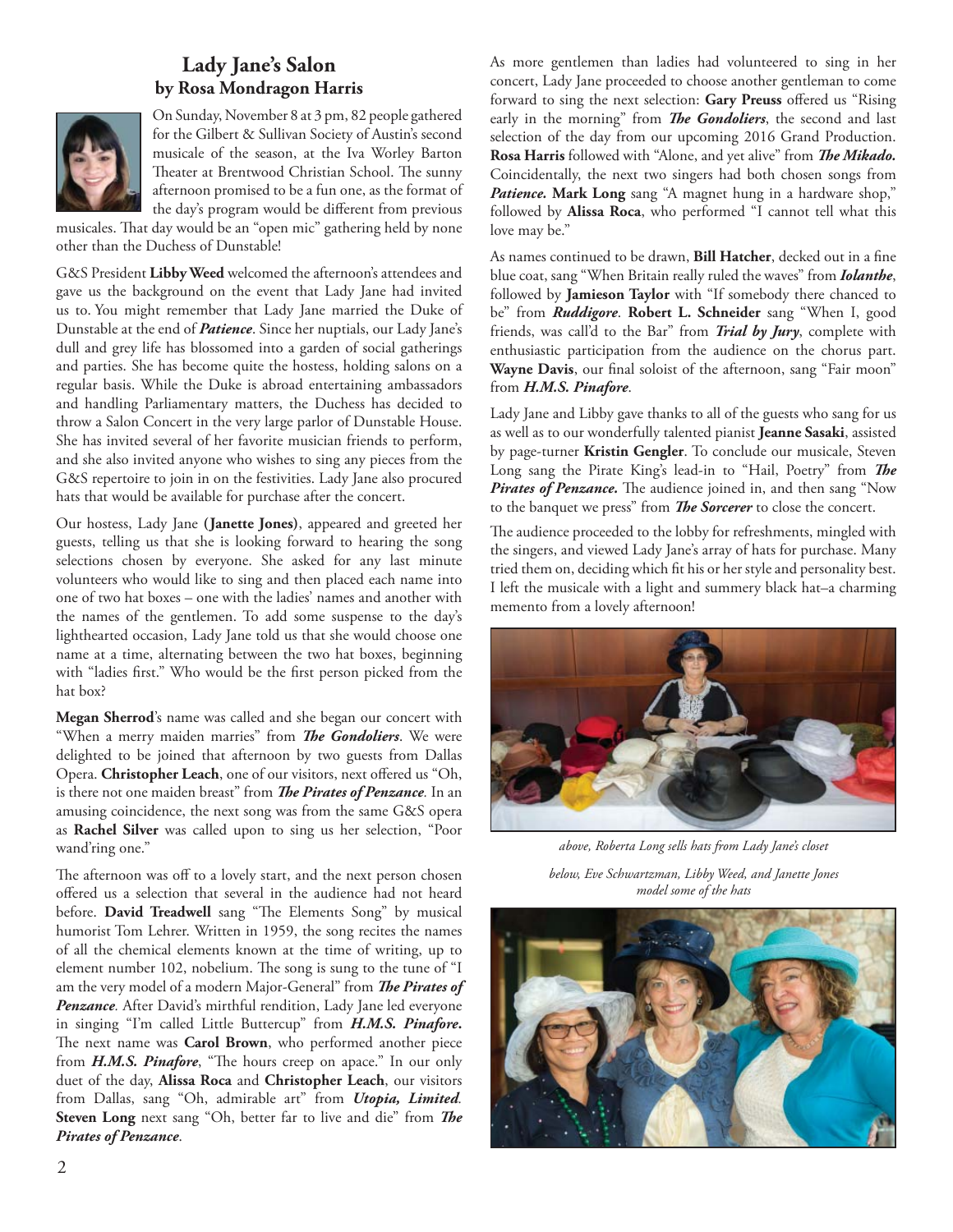## Lady Jane's Salon
### by Rosa Mondragon Harris

On Sunday, November 8 at 3 pm, 82 people gathered for the Gilbert & Sullivan Society of Austin's second musicale of the season, at the Iva Worley Barton Theater at Brentwood Christian School. The sunny afternoon promised to be a fun one, as the format of the day's program would be different from previous musicales. That day would be an "open mic" gathering held by none other than the Duchess of Dunstable!

G&S President **Libby Weed** welcomed the afternoon's attendees and gave us the background on the event that Lady Jane had invited us to. You might remember that Lady Jane married the Duke of Dunstable at the end of ***Patience***. Since her nuptials, our Lady Jane's dull and grey life has blossomed into a garden of social gatherings and parties. She has become quite the hostess, holding salons on a regular basis. While the Duke is abroad entertaining ambassadors and handling Parliamentary matters, the Duchess has decided to throw a Salon Concert in the very large parlor of Dunstable House. She has invited several of her favorite musician friends to perform, and she also invited anyone who wishes to sing any pieces from the G&S repertoire to join in on the festivities. Lady Jane also procured hats that would be available for purchase after the concert.

Our hostess, Lady Jane **(Janette Jones)**, appeared and greeted her guests, telling us that she is looking forward to hearing the song selections chosen by everyone. She asked for any last minute volunteers who would like to sing and then placed each name into one of two hat boxes – one with the ladies' names and another with the names of the gentlemen. To add some suspense to the day's lighthearted occasion, Lady Jane told us that she would choose one name at a time, alternating between the two hat boxes, beginning with "ladies first." Who would be the first person picked from the hat box?

**Megan Sherrod**'s name was called and she began our concert with "When a merry maiden marries" from ***The Gondoliers***. We were delighted to be joined that afternoon by two guests from Dallas Opera. **Christopher Leach**, one of our visitors, next offered us "Oh, is there not one maiden breast" from ***The Pirates of Penzance***. In an amusing coincidence, the next song was from the same G&S opera as **Rachel Silver** was called upon to sing us her selection, "Poor wand'ring one."

The afternoon was off to a lovely start, and the next person chosen offered us a selection that several in the audience had not heard before. **David Treadwell** sang "The Elements Song" by musical humorist Tom Lehrer. Written in 1959, the song recites the names of all the chemical elements known at the time of writing, up to element number 102, nobelium. The song is sung to the tune of "I am the very model of a modern Major-General" from ***The Pirates of Penzance***. After David's mirthful rendition, Lady Jane led everyone in singing "I'm called Little Buttercup" from ***H.M.S. Pinafore***. The next name was **Carol Brown**, who performed another piece from ***H.M.S. Pinafore***, "The hours creep on apace." In our only duet of the day, **Alissa Roca** and **Christopher Leach**, our visitors from Dallas, sang "Oh, admirable art" from ***Utopia, Limited***. **Steven Long** next sang "Oh, better far to live and die" from ***The Pirates of Penzance***.

As more gentlemen than ladies had volunteered to sing in her concert, Lady Jane proceeded to choose another gentleman to come forward to sing the next selection: **Gary Preuss** offered us "Rising early in the morning" from ***The Gondoliers***, the second and last selection of the day from our upcoming 2016 Grand Production. **Rosa Harris** followed with "Alone, and yet alive" from ***The Mikado***. Coincidentally, the next two singers had both chosen songs from ***Patience***. **Mark Long** sang "A magnet hung in a hardware shop," followed by **Alissa Roca**, who performed "I cannot tell what this love may be."

As names continued to be drawn, **Bill Hatcher**, decked out in a fine blue coat, sang "When Britain really ruled the waves" from ***Iolanthe***, followed by **Jamieson Taylor** with "If somebody there chanced to be" from ***Ruddigore***. **Robert L. Schneider** sang "When I, good friends, was call'd to the Bar" from ***Trial by Jury***, complete with enthusiastic participation from the audience on the chorus part. **Wayne Davis**, our final soloist of the afternoon, sang "Fair moon" from ***H.M.S. Pinafore***.

Lady Jane and Libby gave thanks to all of the guests who sang for us as well as to our wonderfully talented pianist **Jeanne Sasaki**, assisted by page-turner **Kristin Gengler**. To conclude our musicale, Steven Long sang the Pirate King's lead-in to "Hail, Poetry" from ***The Pirates of Penzance***. The audience joined in, and then sang "Now to the banquet we press" from ***The Sorcerer*** to close the concert.

The audience proceeded to the lobby for refreshments, mingled with the singers, and viewed Lady Jane's array of hats for purchase. Many tried them on, deciding which fit his or her style and personality best. I left the musicale with a light and summery black hat–a charming memento from a lovely afternoon!

*above, Roberta Long sells hats from Lady Jane's closet*

*below, Eve Schwartzman, Libby Weed, and Janette Jones model some of the hats*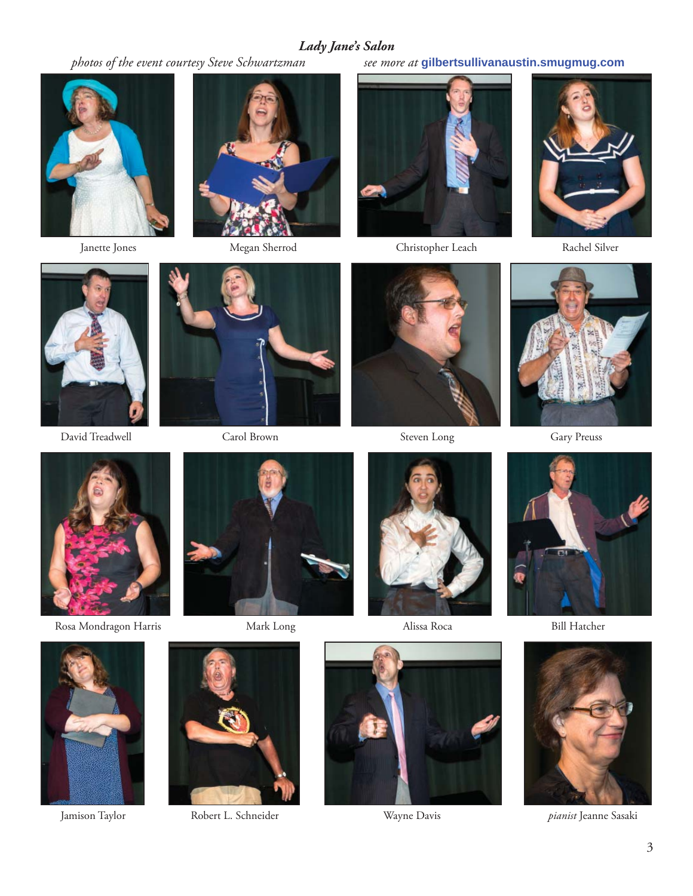## *Lady Jane's Salon*

*photos of the event courtesy Steve Schwartzman* *see more at* **gilbertsullivanaustin.smugmug.com**

Janette Jones

Megan Sherrod

Christopher Leach

Rachel Silver

David Treadwell

Carol Brown

Steven Long

Gary Preuss

Rosa Mondragon Harris

Mark Long

Alissa Roca

Bill Hatcher

Jamison Taylor

Robert L. Schneider

Wayne Davis

*pianist* Jeanne Sasaki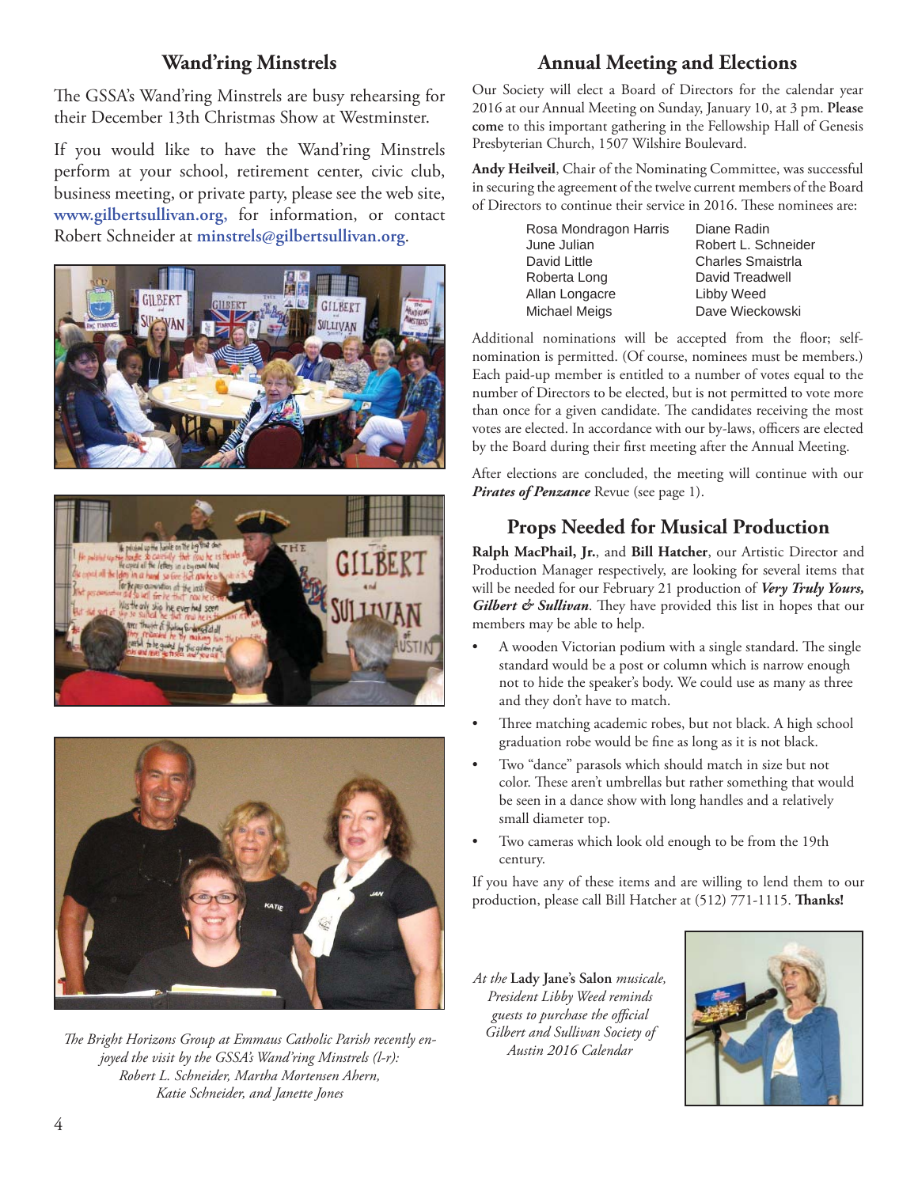## Wand'ring Minstrels

The GSSA's Wand'ring Minstrels are busy rehearsing for their December 13th Christmas Show at Westminster.

If you would like to have the Wand'ring Minstrels perform at your school, retirement center, civic club, business meeting, or private party, please see the web site, **www.gilbertsullivan.org,** for information, or contact Robert Schneider at **minstrels@gilbertsullivan.org**.

*The Bright Horizons Group at Emmaus Catholic Parish recently enjoyed the visit by the GSSA's Wand'ring Minstrels (l-r): Robert L. Schneider, Martha Mortensen Ahern, Katie Schneider, and Janette Jones*

## Annual Meeting and Elections

Our Society will elect a Board of Directors for the calendar year 2016 at our Annual Meeting on Sunday, January 10, at 3 pm. **Please come** to this important gathering in the Fellowship Hall of Genesis Presbyterian Church, 1507 Wilshire Boulevard.

**Andy Heilveil**, Chair of the Nominating Committee, was successful in securing the agreement of the twelve current members of the Board of Directors to continue their service in 2016. These nominees are:

| | |
|---|---|
| Rosa Mondragon Harris | Diane Radin |
| June Julian | Robert L. Schneider |
| David Little | Charles Smaistrla |
| Roberta Long | David Treadwell |
| Allan Longacre | Libby Weed |
| Michael Meigs | Dave Wieckowski |

Additional nominations will be accepted from the floor; self-nomination is permitted. (Of course, nominees must be members.) Each paid-up member is entitled to a number of votes equal to the number of Directors to be elected, but is not permitted to vote more than once for a given candidate. The candidates receiving the most votes are elected. In accordance with our by-laws, officers are elected by the Board during their first meeting after the Annual Meeting.

After elections are concluded, the meeting will continue with our ***Pirates of Penzance*** Revue (see page 1).

## Props Needed for Musical Production

**Ralph MacPhail, Jr.**, and **Bill Hatcher**, our Artistic Director and Production Manager respectively, are looking for several items that will be needed for our February 21 production of ***Very Truly Yours, Gilbert & Sullivan***. They have provided this list in hopes that our members may be able to help.

- A wooden Victorian podium with a single standard. The single standard would be a post or column which is narrow enough not to hide the speaker's body. We could use as many as three and they don't have to match.
- Three matching academic robes, but not black. A high school graduation robe would be fine as long as it is not black.
- Two "dance" parasols which should match in size but not color. These aren't umbrellas but rather something that would be seen in a dance show with long handles and a relatively small diameter top.
- Two cameras which look old enough to be from the 19th century.

If you have any of these items and are willing to lend them to our production, please call Bill Hatcher at (512) 771-1115. **Thanks!**

*At the* **Lady Jane's Salon** *musicale, President Libby Weed reminds guests to purchase the official Gilbert and Sullivan Society of Austin 2016 Calendar*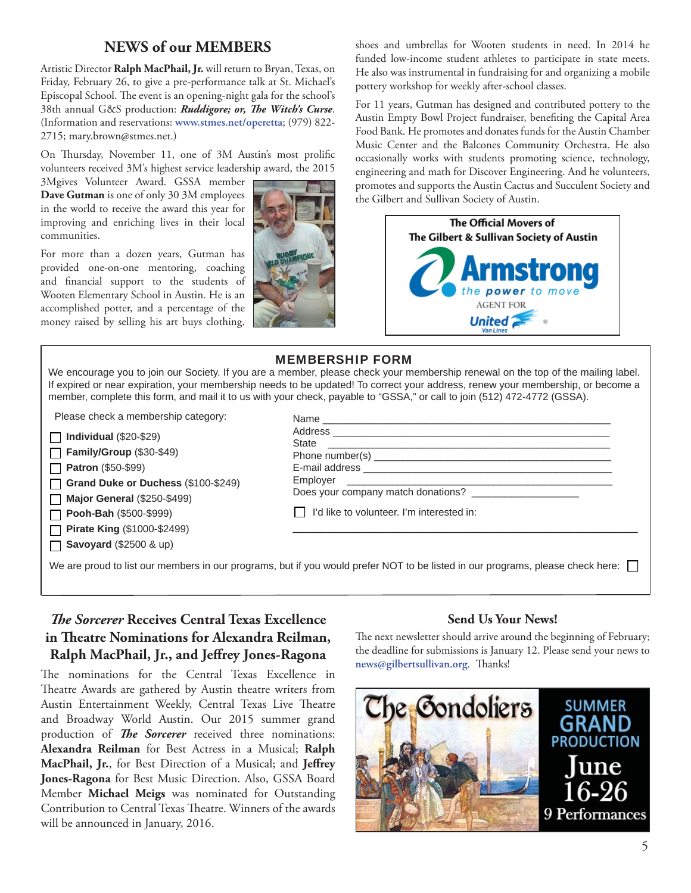## NEWS of our MEMBERS

Artistic Director **Ralph MacPhail, Jr.** will return to Bryan, Texas, on Friday, February 26, to give a pre-performance talk at St. Michael's Episcopal School. The event is an opening-night gala for the school's 38th annual G&S production: ***Ruddigore; or, The Witch's Curse***. (Information and reservations: www.stmes.net/operetta; (979) 822-2715; mary.brown@stmes.net.)

On Thursday, November 11, one of 3M Austin's most prolific volunteers received 3M's highest service leadership award, the 2015 3Mgives Volunteer Award. GSSA member **Dave Gutman** is one of only 30 3M employees in the world to receive the award this year for improving and enriching lives in their local communities.

For more than a dozen years, Gutman has provided one-on-one mentoring, coaching and financial support to the students of Wooten Elementary School in Austin. He is an accomplished potter, and a percentage of the money raised by selling his art buys clothing, shoes and umbrellas for Wooten students in need. In 2014 he funded low-income student athletes to participate in state meets. He also was instrumental in fundraising for and organizing a mobile pottery workshop for weekly after-school classes.

For 11 years, Gutman has designed and contributed pottery to the Austin Empty Bowl Project fundraiser, benefiting the Capital Area Food Bank. He promotes and donates funds for the Austin Chamber Music Center and the Balcones Community Orchestra. He also occasionally works with students promoting science, technology, engineering and math for Discover Engineering. And he volunteers, promotes and supports the Austin Cactus and Succulent Society and the Gilbert and Sullivan Society of Austin.

**The Official Movers of The Gilbert & Sullivan Society of Austin**

**Armstrong** *the power to move*
AGENT FOR **United** Van Lines

### MEMBERSHIP FORM

We encourage you to join our Society. If you are a member, please check your membership renewal on the top of the mailing label. If expired or near expiration, your membership needs to be updated! To correct your address, renew your membership, or become a member, complete this form, and mail it to us with your check, payable to "GSSA," or call to join (512) 472-4772 (GSSA).

Please check a membership category:

- ☐ **Individual** ($20-$29)
- ☐ **Family/Group** ($30-$49)
- ☐ **Patron** ($50-$99)
- ☐ **Grand Duke or Duchess** ($100-$249)
- ☐ **Major General** ($250-$499)
- ☐ **Pooh-Bah** ($500-$999)
- ☐ **Pirate King** ($1000-$2499)
- ☐ **Savoyard** ($2500 & up)

Name ______________________________
Address ______________________________
State ______________________________
Phone number(s) ______________________________
E-mail address ______________________________
Employer ______________________________
Does your company match donations? ______________

☐ I'd like to volunteer. I'm interested in:
______________________________

We are proud to list our members in our programs, but if you would prefer NOT to be listed in our programs, please check here: ☐

## *The Sorcerer* Receives Central Texas Excellence in Theatre Nominations for Alexandra Reilman, Ralph MacPhail, Jr., and Jeffrey Jones-Ragona

The nominations for the Central Texas Excellence in Theatre Awards are gathered by Austin theatre writers from Austin Entertainment Weekly, Central Texas Live Theatre and Broadway World Austin. Our 2015 summer grand production of ***The Sorcerer*** received three nominations: **Alexandra Reilman** for Best Actress in a Musical; **Ralph MacPhail, Jr.**, for Best Direction of a Musical; and **Jeffrey Jones-Ragona** for Best Music Direction. Also, GSSA Board Member **Michael Meigs** was nominated for Outstanding Contribution to Central Texas Theatre. Winners of the awards will be announced in January, 2016.

### Send Us Your News!

The next newsletter should arrive around the beginning of February; the deadline for submissions is January 12. Please send your news to news@gilbertsullivan.org. Thanks!

**The Gondoliers**
SUMMER GRAND PRODUCTION
June 16-26
9 Performances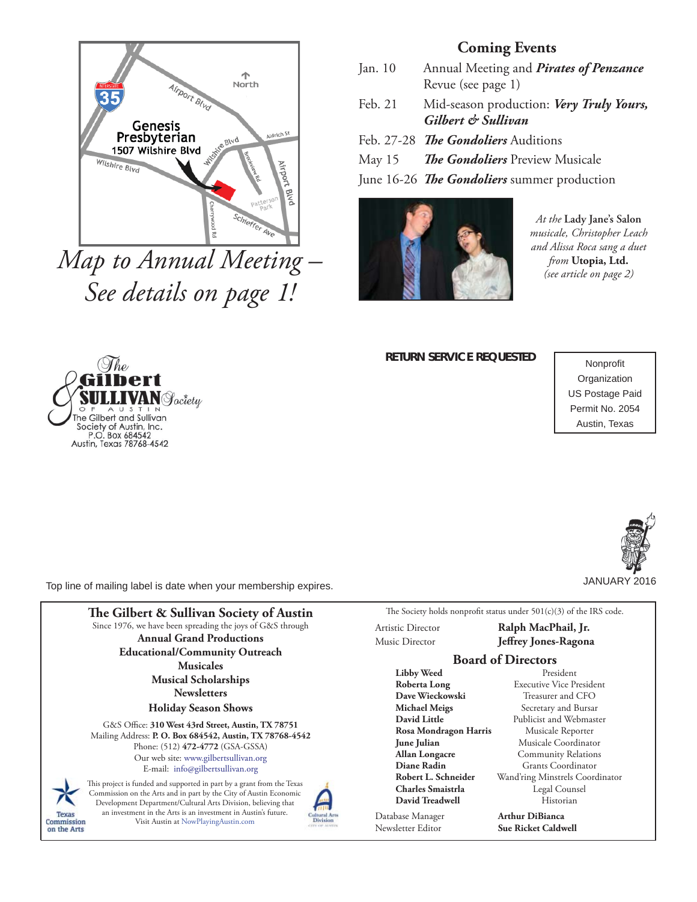Map labels: Airport Blvd, North, Interstate 35, Genesis Presbyterian, 1507 Wilshire Blvd, Wilshire Blvd, Aldrich St, Brookview Rd, Airport Blvd, Patterson Park, Cherrywood Rd, Schieffer Ave

*Map to Annual Meeting – See details on page 1!*

## Coming Events

| | |
|---|---|
| Jan. 10 | Annual Meeting and ***Pirates of Penzance*** Revue (see page 1) |
| Feb. 21 | Mid-season production: ***Very Truly Yours, Gilbert & Sullivan*** |
| Feb. 27-28 | ***The Gondoliers*** Auditions |
| May 15 | ***The Gondoliers*** Preview Musicale |
| June 16-26 | ***The Gondoliers*** summer production |

*At the* **Lady Jane's Salon** *musicale, Christopher Leach and Alissa Roca sang a duet from* **Utopia, Ltd.** *(see article on page 2)*

The Gilbert & Sullivan Society of Austin
The Gilbert and Sullivan Society of Austin, Inc.
P.O. Box 684542
Austin, Texas 78768-4542

**RETURN SERVICE REQUESTED**

Nonprofit Organization
US Postage Paid
Permit No. 2054
Austin, Texas

JANUARY 2016

Top line of mailing label is date when your membership expires.

## The Gilbert & Sullivan Society of Austin

Since 1976, we have been spreading the joys of G&S through

**Annual Grand Productions**
**Educational/Community Outreach**
**Musicales**
**Musical Scholarships**
**Newsletters**
**Holiday Season Shows**

G&S Office: **310 West 43rd Street, Austin, TX 78751**
Mailing Address: **P. O. Box 684542, Austin, TX 78768-4542**
Phone: (512) **472-4772** (GSA-GSSA)
Our web site: www.gilbertsullivan.org
E-mail: info@gilbertsullivan.org

This project is funded and supported in part by a grant from the Texas Commission on the Arts and in part by the City of Austin Economic Development Department/Cultural Arts Division, believing that an investment in the Arts is an investment in Austin's future. Visit Austin at NowPlayingAustin.com

Texas Commission on the Arts
Cultural Arts Division, City of Austin

The Society holds nonprofit status under 501(c)(3) of the IRS code.

| | |
|---|---|
| Artistic Director | **Ralph MacPhail, Jr.** |
| Music Director | **Jeffrey Jones-Ragona** |

### Board of Directors

| | |
|---|---|
| **Libby Weed** | President |
| **Roberta Long** | Executive Vice President |
| **Dave Wieckowski** | Treasurer and CFO |
| **Michael Meigs** | Secretary and Bursar |
| **David Little** | Publicist and Webmaster |
| **Rosa Mondragon Harris** | Musicale Reporter |
| **June Julian** | Musicale Coordinator |
| **Allan Longacre** | Community Relations |
| **Diane Radin** | Grants Coordinator |
| **Robert L. Schneider** | Wand'ring Minstrels Coordinator |
| **Charles Smaistrla** | Legal Counsel |
| **David Treadwell** | Historian |

| | |
|---|---|
| Database Manager | **Arthur DiBianca** |
| Newsletter Editor | **Sue Ricket Caldwell** |